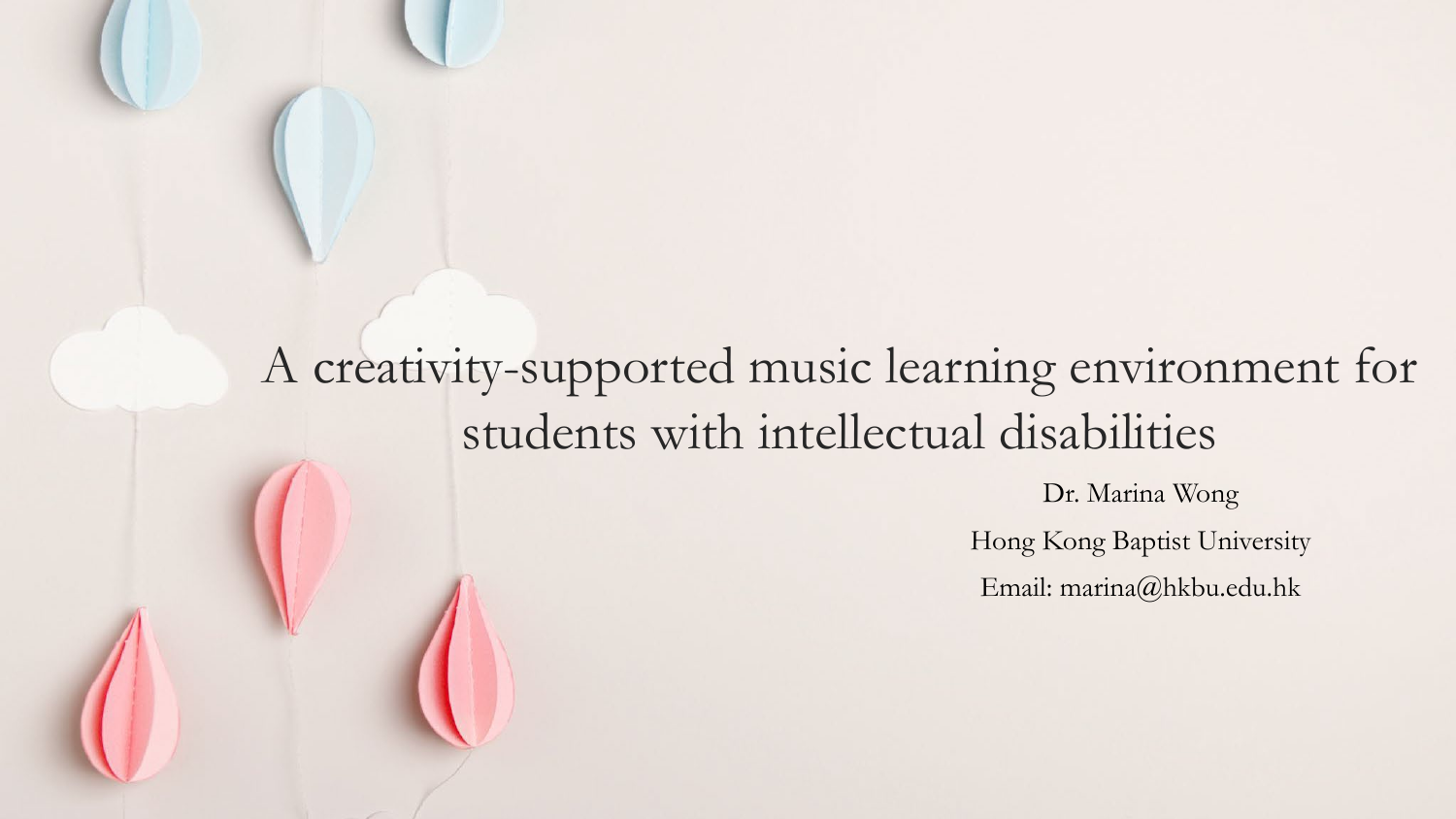# A creativity-supported music learning environment for students with intellectual disabilities

Dr. Marina Wong

Hong Kong Baptist University

Email: marina@hkbu.edu.hk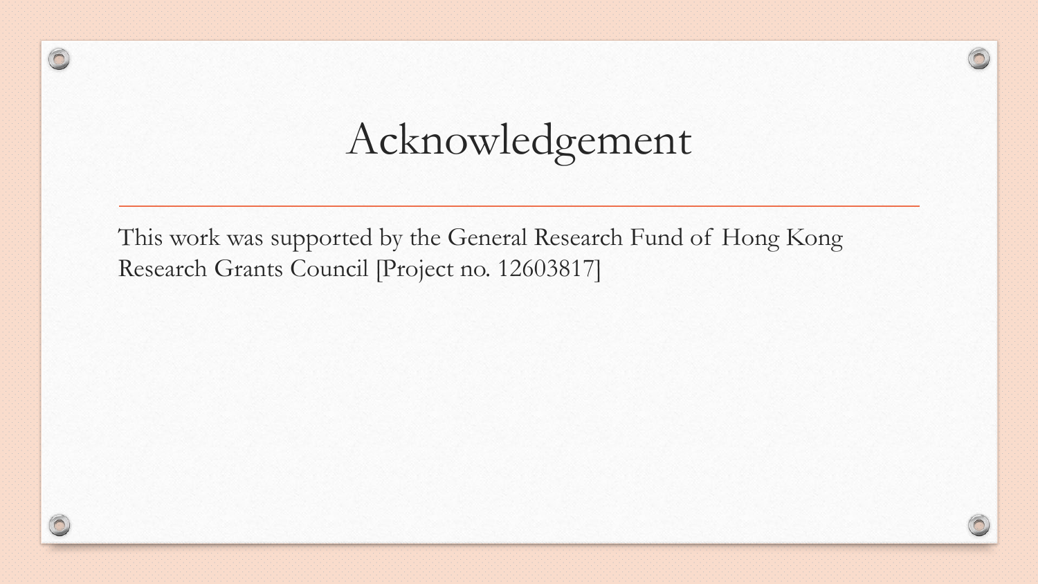# Acknowledgement

This work was supported by the General Research Fund of Hong Kong Research Grants Council [Project no. 12603817]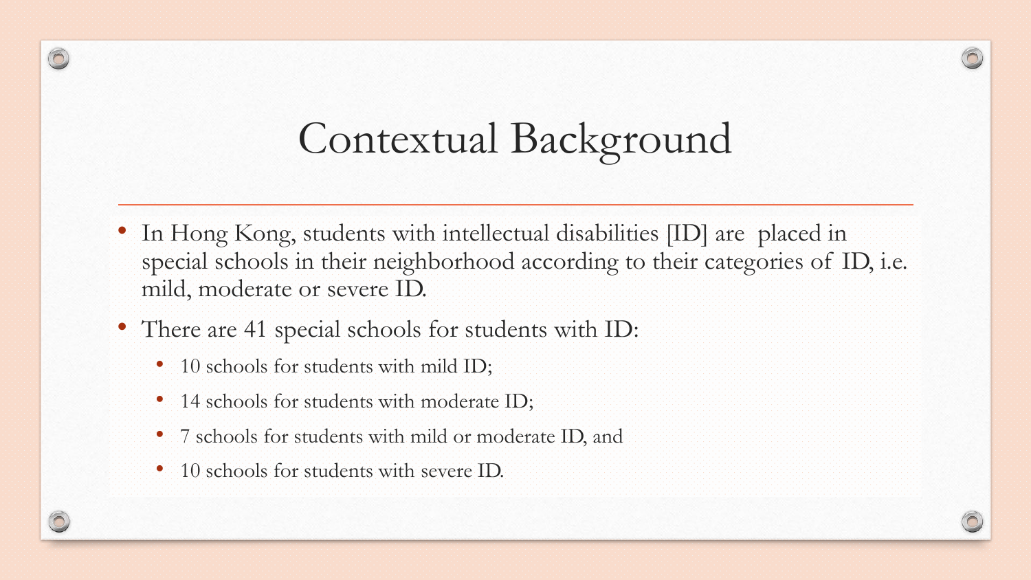# Contextual Background

- In Hong Kong, students with intellectual disabilities [ID] are placed in special schools in their neighborhood according to their categories of ID, i.e. mild, moderate or severe ID.
- There are 41 special schools for students with ID:
  - 10 schools for students with mild ID;
  - 14 schools for students with moderate ID;
  - 7 schools for students with mild or moderate ID, and
  - 10 schools for students with severe ID.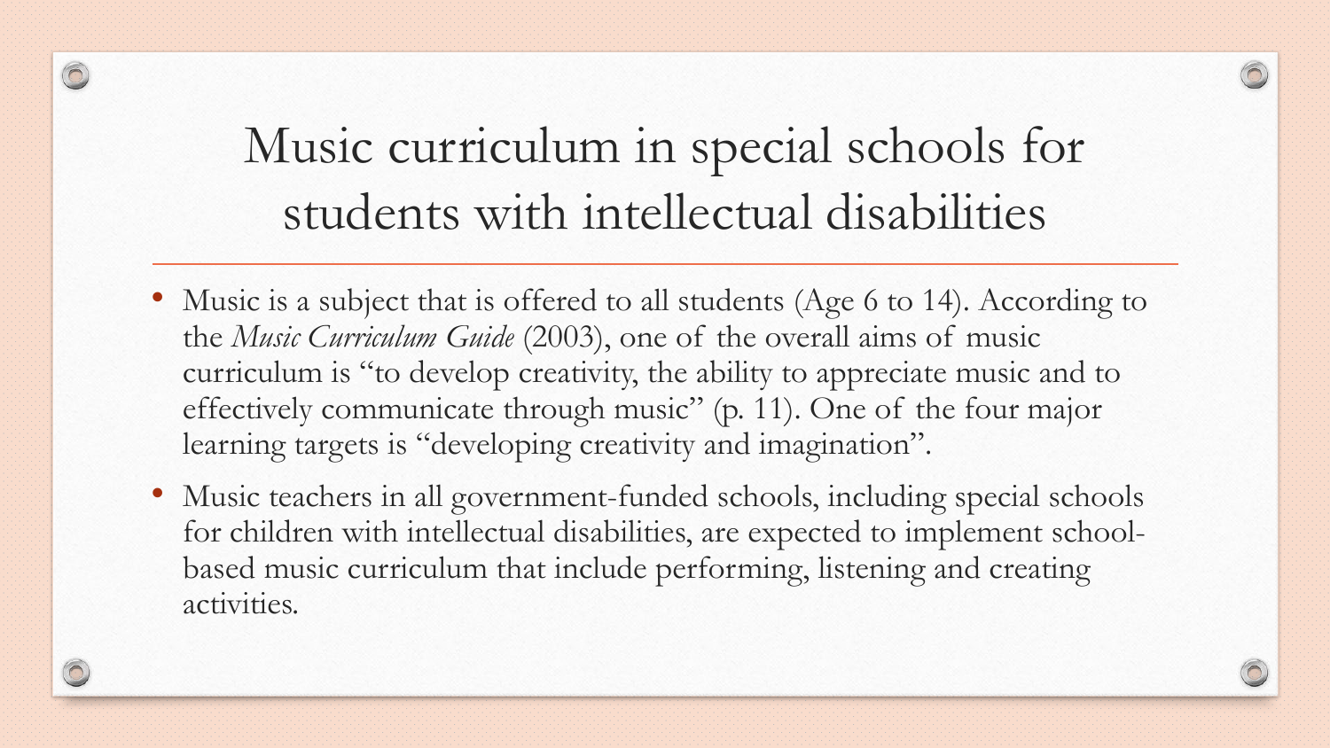# Music curriculum in special schools for students with intellectual disabilities

- Music is a subject that is offered to all students (Age 6 to 14). According to the *Music Curriculum Guide* (2003), one of the overall aims of music curriculum is "to develop creativity, the ability to appreciate music and to effectively communicate through music" (p. 11). One of the four major learning targets is "developing creativity and imagination".
- Music teachers in all government-funded schools, including special schools for children with intellectual disabilities, are expected to implement school-based music curriculum that include performing, listening and creating activities.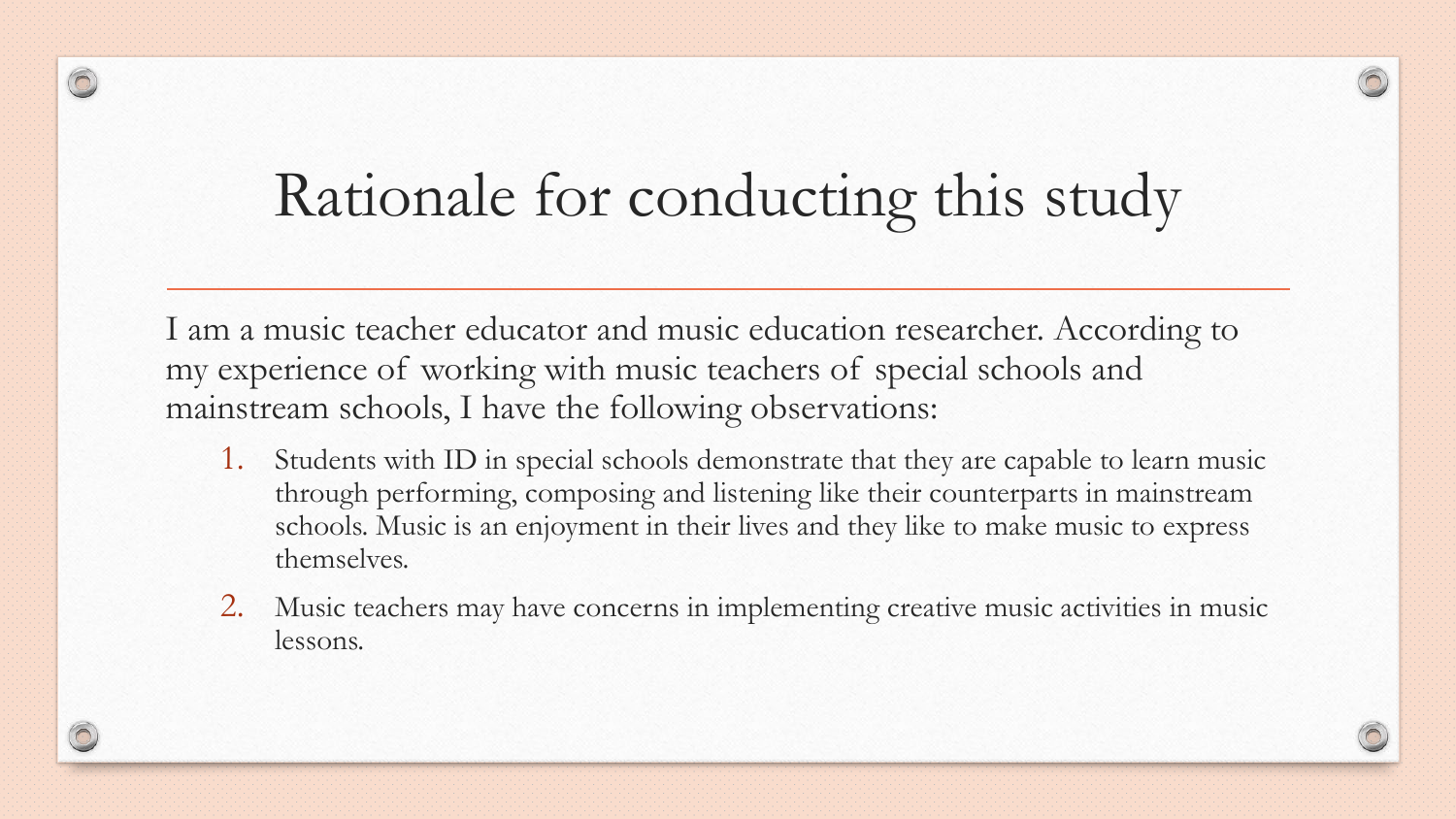# Rationale for conducting this study

I am a music teacher educator and music education researcher. According to my experience of working with music teachers of special schools and mainstream schools, I have the following observations:

1. Students with ID in special schools demonstrate that they are capable to learn music through performing, composing and listening like their counterparts in mainstream schools. Music is an enjoyment in their lives and they like to make music to express themselves.
2. Music teachers may have concerns in implementing creative music activities in music lessons.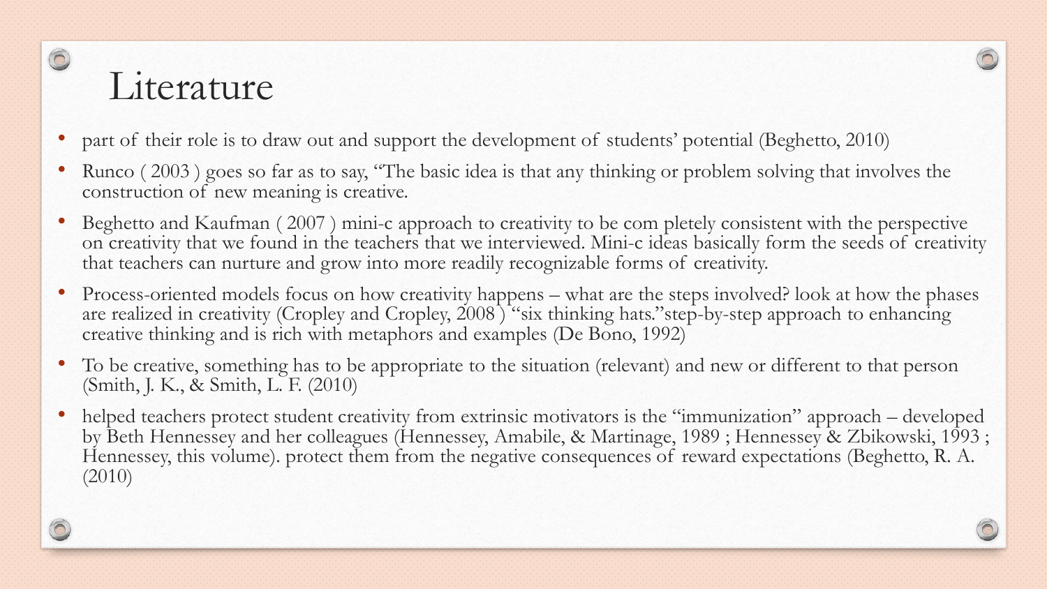# Literature

- part of their role is to draw out and support the development of students' potential (Beghetto, 2010)
- Runco ( 2003 ) goes so far as to say, "The basic idea is that any thinking or problem solving that involves the construction of new meaning is creative.
- Beghetto and Kaufman ( 2007 ) mini-c approach to creativity to be com pletely consistent with the perspective on creativity that we found in the teachers that we interviewed. Mini-c ideas basically form the seeds of creativity that teachers can nurture and grow into more readily recognizable forms of creativity.
- Process-oriented models focus on how creativity happens – what are the steps involved? look at how the phases are realized in creativity (Cropley and Cropley, 2008 ) "six thinking hats."step-by-step approach to enhancing creative thinking and is rich with metaphors and examples (De Bono, 1992)
- To be creative, something has to be appropriate to the situation (relevant) and new or different to that person (Smith, J. K., & Smith, L. F. (2010)
- helped teachers protect student creativity from extrinsic motivators is the "immunization" approach – developed by Beth Hennessey and her colleagues (Hennessey, Amabile, & Martinage, 1989 ; Hennessey & Zbikowski, 1993 ; Hennessey, this volume). protect them from the negative consequences of reward expectations (Beghetto, R. A. (2010)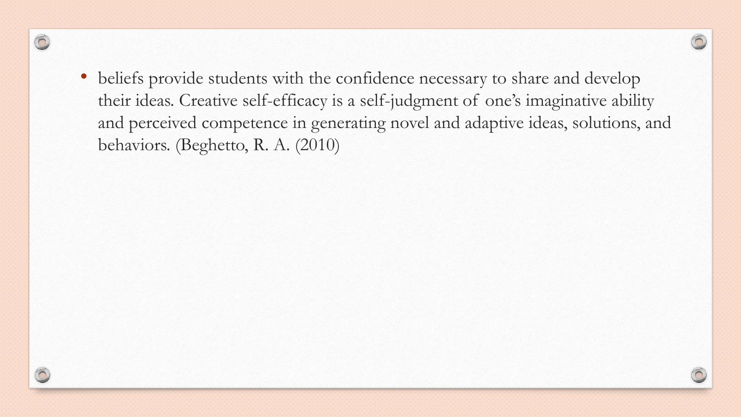- beliefs provide students with the confidence necessary to share and develop their ideas. Creative self-efficacy is a self-judgment of one's imaginative ability and perceived competence in generating novel and adaptive ideas, solutions, and behaviors. (Beghetto, R. A. (2010)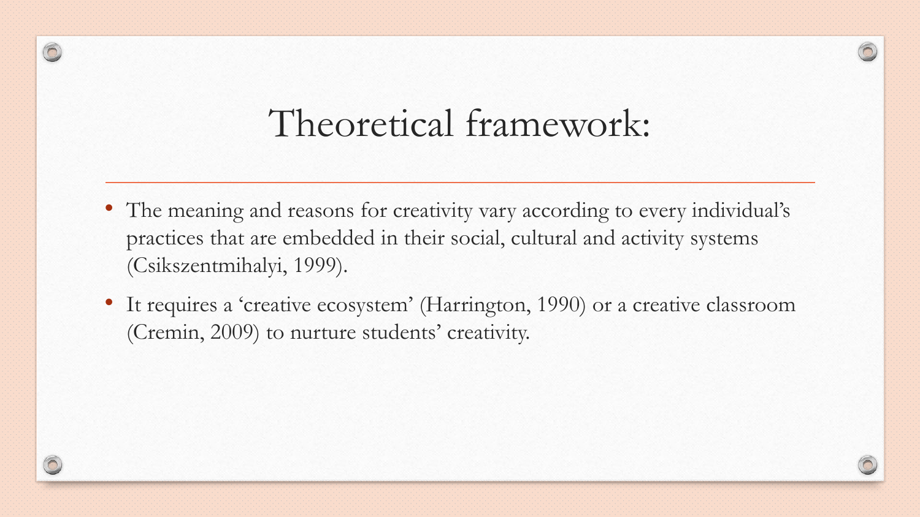# Theoretical framework:

- The meaning and reasons for creativity vary according to every individual's practices that are embedded in their social, cultural and activity systems (Csikszentmihalyi, 1999).
- It requires a 'creative ecosystem' (Harrington, 1990) or a creative classroom (Cremin, 2009) to nurture students' creativity.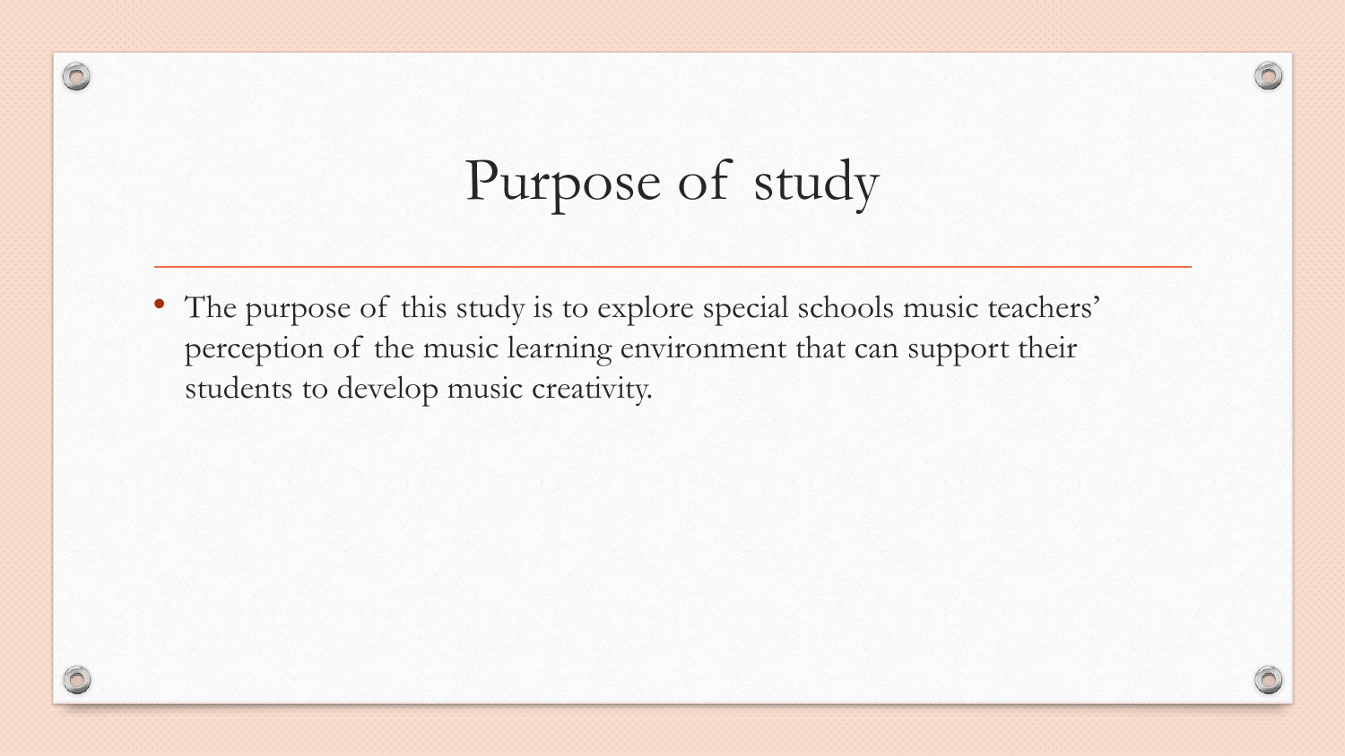# Purpose of study

- The purpose of this study is to explore special schools music teachers' perception of the music learning environment that can support their students to develop music creativity.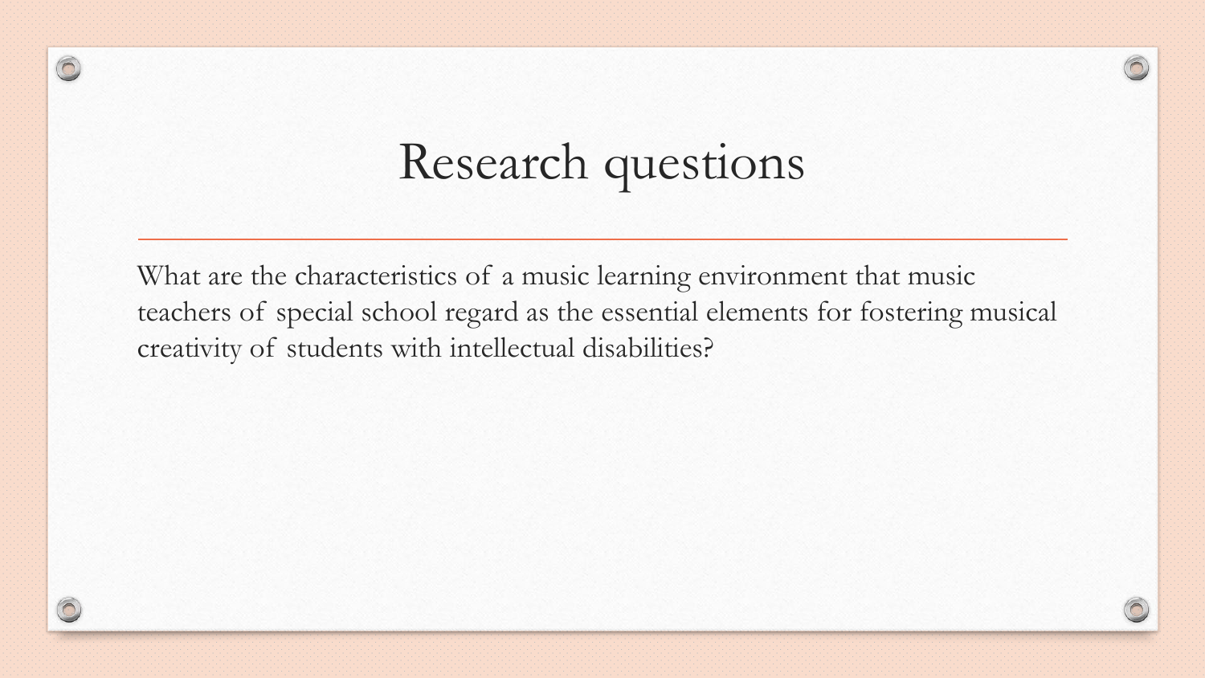# Research questions

What are the characteristics of a music learning environment that music teachers of special school regard as the essential elements for fostering musical creativity of students with intellectual disabilities?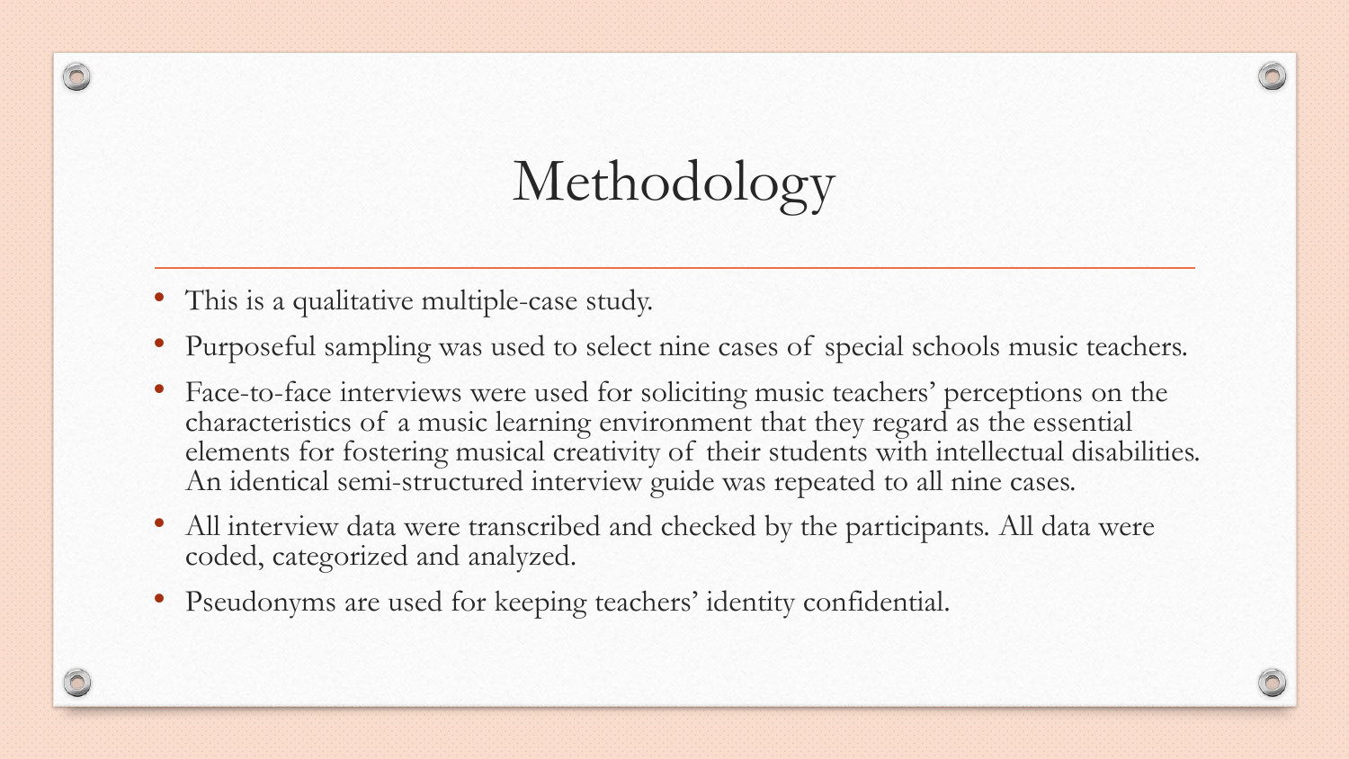# Methodology

- This is a qualitative multiple-case study.
- Purposeful sampling was used to select nine cases of special schools music teachers.
- Face-to-face interviews were used for soliciting music teachers' perceptions on the characteristics of a music learning environment that they regard as the essential elements for fostering musical creativity of their students with intellectual disabilities. An identical semi-structured interview guide was repeated to all nine cases.
- All interview data were transcribed and checked by the participants. All data were coded, categorized and analyzed.
- Pseudonyms are used for keeping teachers' identity confidential.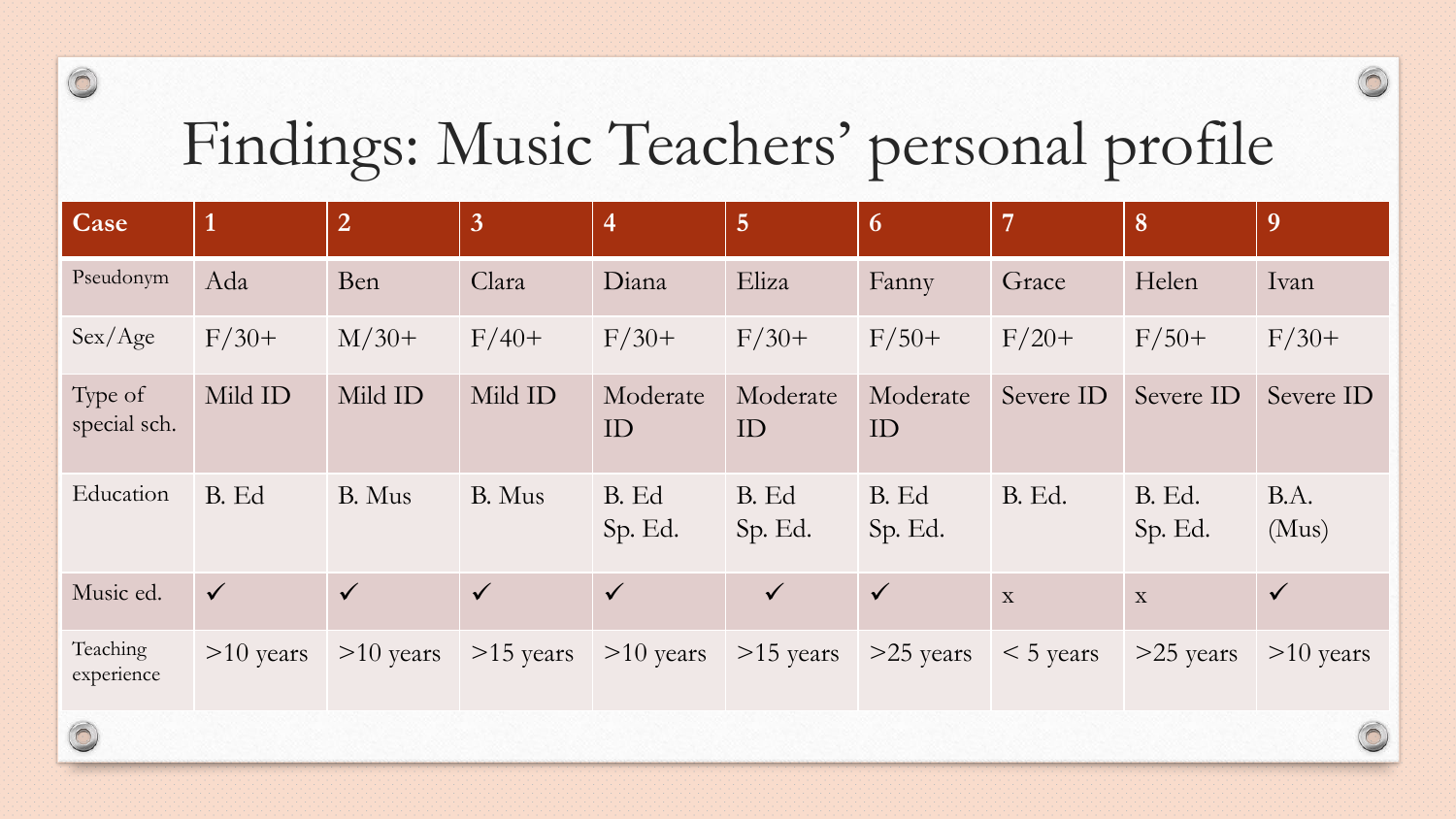# Findings: Music Teachers' personal profile

| Case | 1 | 2 | 3 | 4 | 5 | 6 | 7 | 8 | 9 |
|---|---|---|---|---|---|---|---|---|---|
| Pseudonym | Ada | Ben | Clara | Diana | Eliza | Fanny | Grace | Helen | Ivan |
| Sex/Age | F/30+ | M/30+ | F/40+ | F/30+ | F/30+ | F/50+ | F/20+ | F/50+ | F/30+ |
| Type of special sch. | Mild ID | Mild ID | Mild ID | Moderate ID | Moderate ID | Moderate ID | Severe ID | Severe ID | Severe ID |
| Education | B. Ed | B. Mus | B. Mus | B. Ed Sp. Ed. | B. Ed Sp. Ed. | B. Ed Sp. Ed. | B. Ed. | B. Ed. Sp. Ed. | B.A. (Mus) |
| Music ed. | ✓ | ✓ | ✓ | ✓ | ✓ | ✓ | x | x | ✓ |
| Teaching experience | >10 years | >10 years | >15 years | >10 years | >15 years | >25 years | < 5 years | >25 years | >10 years |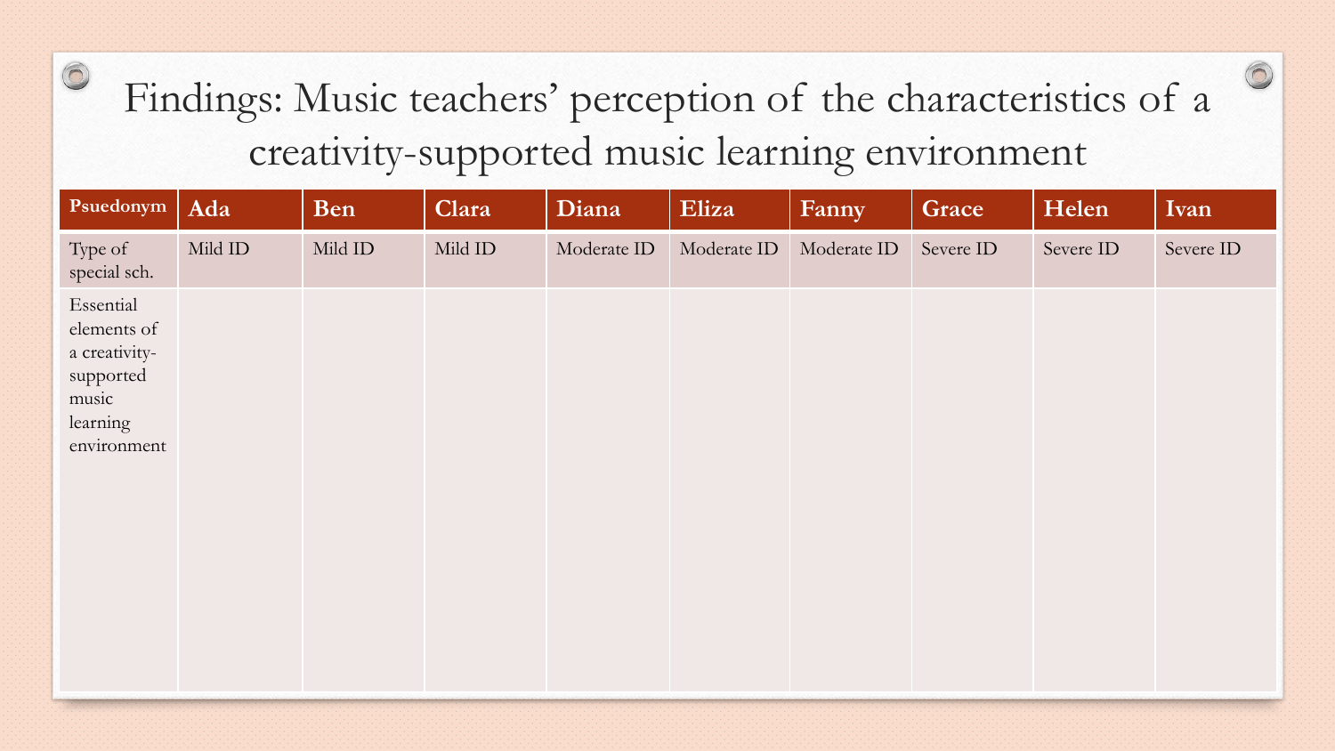# Findings: Music teachers' perception of the characteristics of a creativity-supported music learning environment

| Psuedonym | Ada | Ben | Clara | Diana | Eliza | Fanny | Grace | Helen | Ivan |
|---|---|---|---|---|---|---|---|---|---|
| Type of special sch. | Mild ID | Mild ID | Mild ID | Moderate ID | Moderate ID | Moderate ID | Severe ID | Severe ID | Severe ID |
| Essential elements of a creativity-supported music learning environment | | | | | | | | | |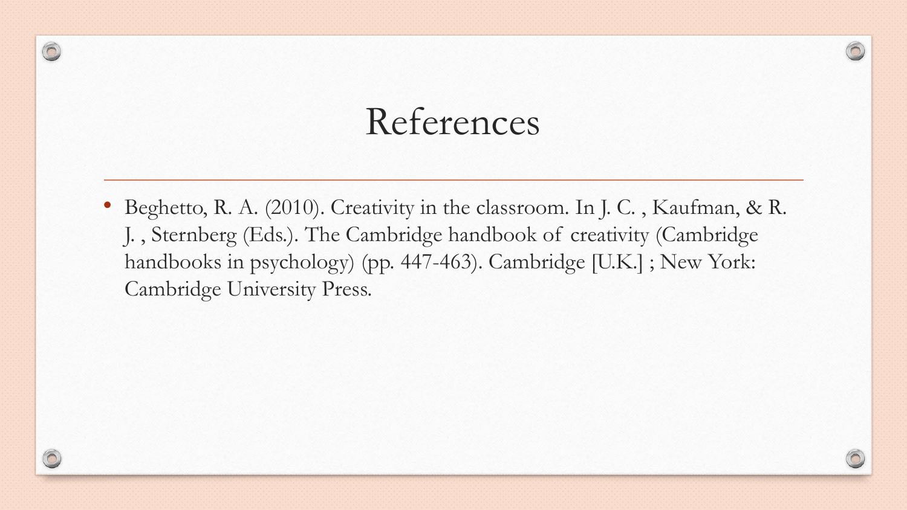# References

- Beghetto, R. A. (2010). Creativity in the classroom. In J. C. , Kaufman, & R. J. , Sternberg (Eds.). The Cambridge handbook of creativity (Cambridge handbooks in psychology) (pp. 447-463). Cambridge [U.K.] ; New York: Cambridge University Press.